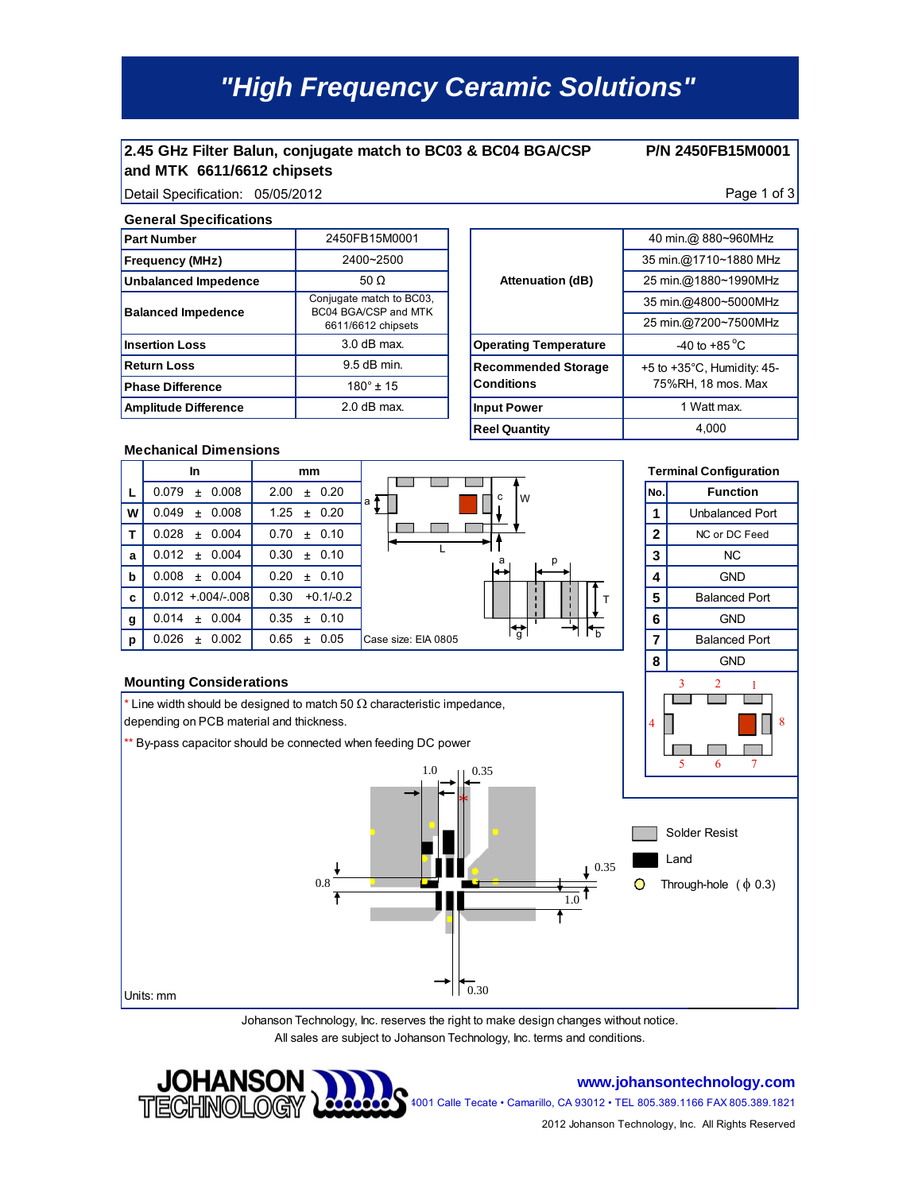# "High Frequency Ceramic Solutions"

**2.45 GHz Filter Balun, conjugate match to BC03 & BC04 BGA/CSP and MTK 6611/6612 chipsets** **P/N 2450FB15M0001**

Detail Specification: 05/05/2012

## General Specifications

| | |
|---|---|
| **Part Number** | 2450FB15M0001 |
| **Frequency (MHz)** | 2400~2500 |
| **Unbalanced Impedence** | 50 Ω |
| **Balanced Impedence** | Conjugate match to BC03, BC04 BGA/CSP and MTK 6611/6612 chipsets |
| **Insertion Loss** | 3.0 dB max. |
| **Return Loss** | 9.5 dB min. |
| **Phase Difference** | 180° ± 15 |
| **Amplitude Difference** | 2.0 dB max. |

| | |
|---|---|
| **Attenuation (dB)** | 40 min.@ 880~960MHz |
| | 35 min.@1710~1880 MHz |
| | 25 min.@1880~1990MHz |
| | 35 min.@4800~5000MHz |
| | 25 min.@7200~7500MHz |
| **Operating Temperature** | -40 to +85 °C |
| **Recommended Storage Conditions** | +5 to +35°C, Humidity: 45-75%RH, 18 mos. Max |
| **Input Power** | 1 Watt max. |
| **Reel Quantity** | 4,000 |

## Mechanical Dimensions

| | In | mm |
|---|---|---|
| **L** | 0.079 ± 0.008 | 2.00 ± 0.20 |
| **W** | 0.049 ± 0.008 | 1.25 ± 0.20 |
| **T** | 0.028 ± 0.004 | 0.70 ± 0.10 |
| **a** | 0.012 ± 0.004 | 0.30 ± 0.10 |
| **b** | 0.008 ± 0.004 | 0.20 ± 0.10 |
| **c** | 0.012 +.004/-.008 | 0.30 +0.1/-0.2 |
| **g** | 0.014 ± 0.004 | 0.35 ± 0.10 |
| **p** | 0.026 ± 0.002 | 0.65 ± 0.05 |

Case size: EIA 0805

## Terminal Configuration

| No. | Function |
|---|---|
| 1 | Unbalanced Port |
| 2 | NC or DC Feed |
| 3 | NC |
| 4 | GND |
| 5 | Balanced Port |
| 6 | GND |
| 7 | Balanced Port |
| 8 | GND |

## Mounting Considerations

\* Line width should be designed to match 50 Ω characteristic impedance, depending on PCB material and thickness.

\** By-pass capacitor should be connected when feeding DC power

Solder Resist

Land

Through-hole (ϕ 0.3)

Units: mm

Johanson Technology, Inc. reserves the right to make design changes without notice.
All sales are subject to Johanson Technology, Inc. terms and conditions.

www.johansontechnology.com
4001 Calle Tecate • Camarillo, CA 93012 • TEL 805.389.1166 FAX 805.389.1821
2012 Johanson Technology, Inc. All Rights Reserved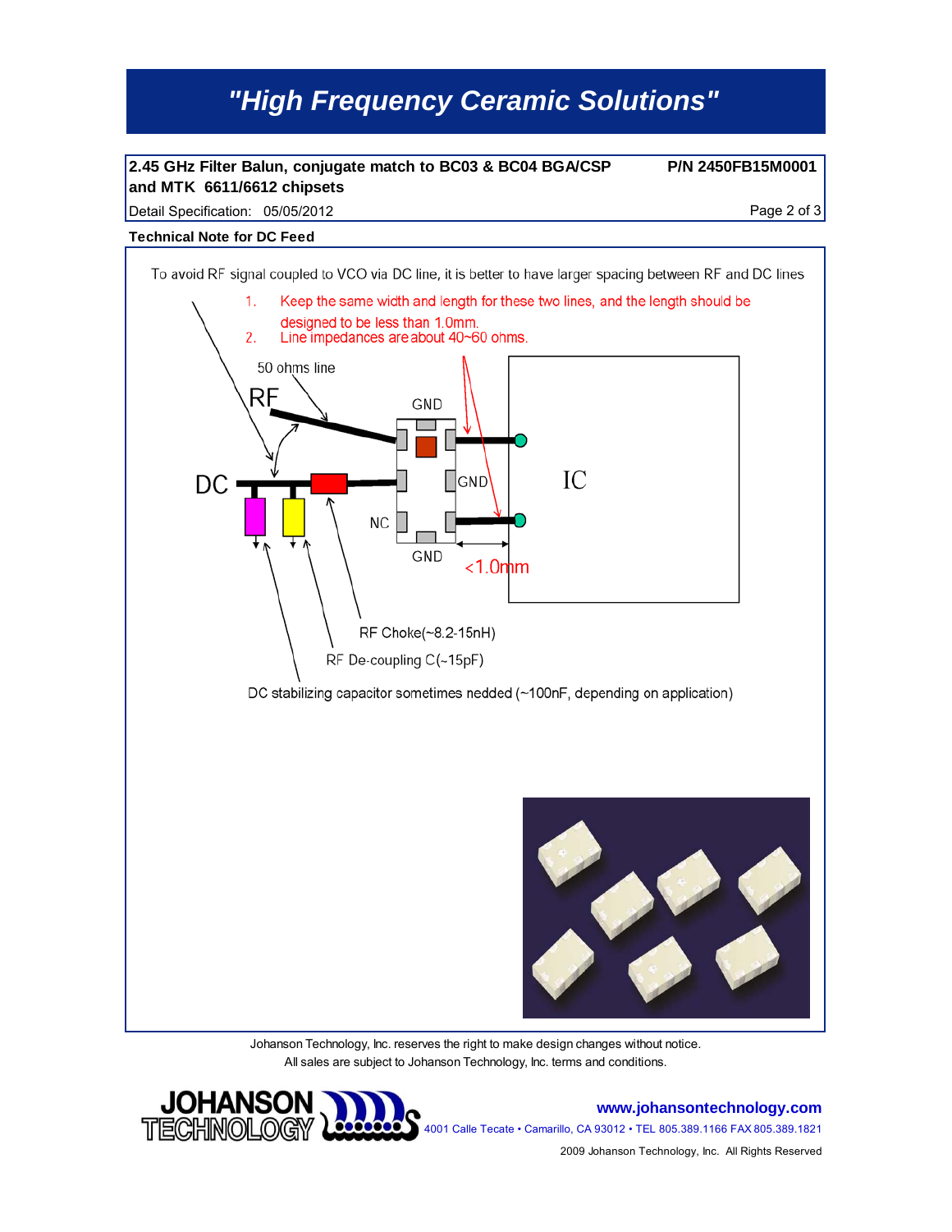## 2.45 GHz Filter Balun, conjugate match to BC03 & BC04 BGA/CSP and MTK 6611/6612 chipsets

**P/N 2450FB15M0001**

Detail Specification: 05/05/2012

**Technical Note for DC Feed**

To avoid RF signal coupled to VCO via DC line, it is better to have larger spacing between RF and DC lines

1. Keep the same width and length for these two lines, and the length should be designed to be less than 1.0mm.
2. Line impedances are about 40~60 ohms.

50 ohms line

RF

DC

GND

GND

NC

GND

IC

<1.0mm

RF Choke(~8.2-15nH)

RF De-coupling C(~15pF)

DC stabilizing capacitor sometimes nedded (~100nF, depending on application)

Johanson Technology, Inc. reserves the right to make design changes without notice.
All sales are subject to Johanson Technology, Inc. terms and conditions.

www.johansontechnology.com
4001 Calle Tecate • Camarillo, CA 93012 • TEL 805.389.1166 FAX 805.389.1821

2009 Johanson Technology, Inc. All Rights Reserved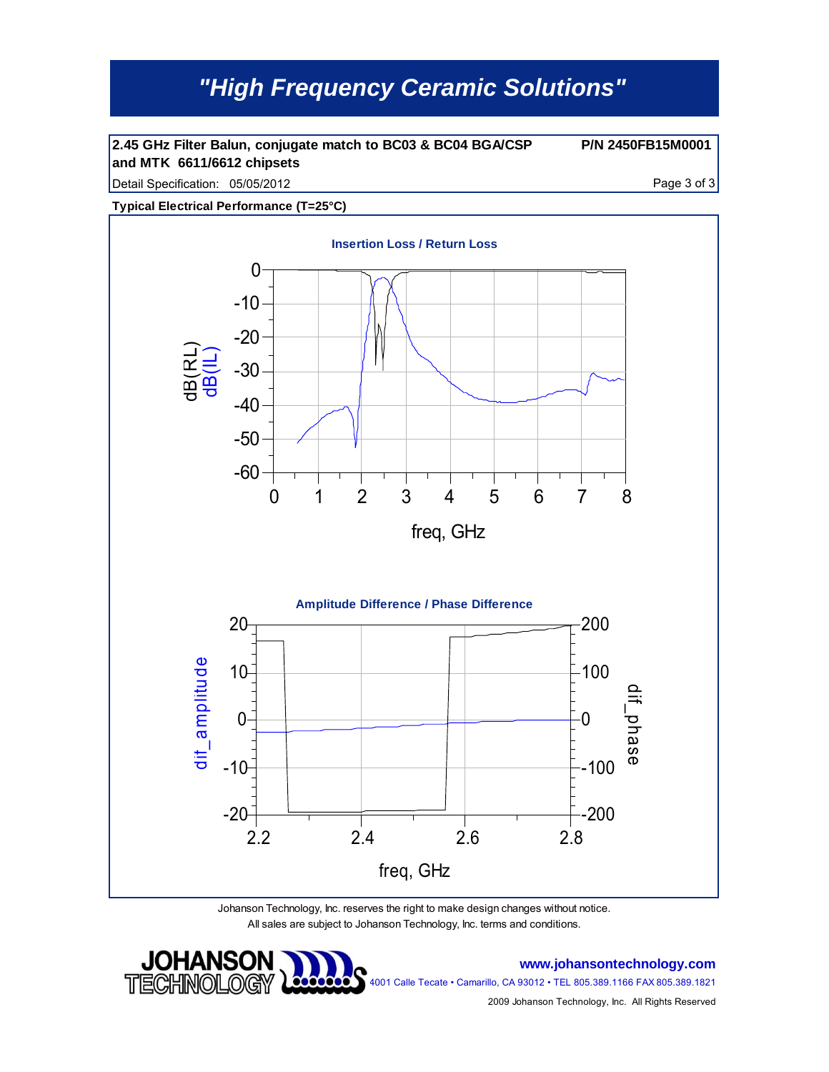# "High Frequency Ceramic Solutions"

**2.45 GHz Filter Balun, conjugate match to BC03 & BC04 BGA/CSP and MTK 6611/6612 chipsets** **P/N 2450FB15M0001**

Detail Specification: 05/05/2012

**Typical Electrical Performance (T=25°C)**

Insertion Loss / Return Loss

dB(RL)
dB(IL)

0
-10
-20
-30
-40
-50
-60

0 1 2 3 4 5 6 7 8

freq, GHz

Amplitude Difference / Phase Difference

dif_amplitude

20
10
0
-10
-20

dif_phase

200
100
0
-100
-200

2.2 2.4 2.6 2.8

freq, GHz

Johanson Technology, Inc. reserves the right to make design changes without notice.
All sales are subject to Johanson Technology, Inc. terms and conditions.

JOHANSON TECHNOLOGY

www.johansontechnology.com
4001 Calle Tecate • Camarillo, CA 93012 • TEL 805.389.1166 FAX 805.389.1821

2009 Johanson Technology, Inc. All Rights Reserved